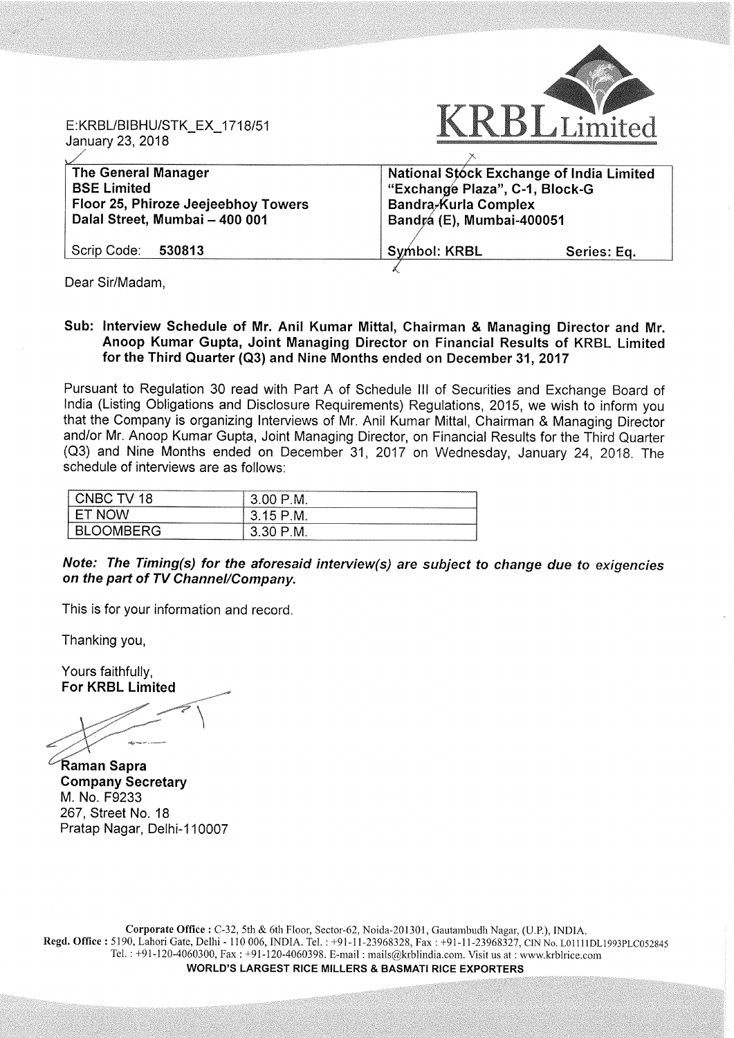E:KRBL/BIBHU/STK_EX_1718/51
January 23, 2018

**KRBL Limited**

| **The General Manager**<br>**BSE Limited**<br>**Floor 25, Phiroze Jeejeebhoy Towers**<br>**Dalal Street, Mumbai – 400 001** | **National Stock Exchange of India Limited**<br>**"Exchange Plaza", C-1, Block-G**<br>**Bandra-Kurla Complex**<br>**Bandra (E), Mumbai-400051** |
|---|---|
| Scrip Code: **530813** | **Symbol: KRBL** **Series: Eq.** |

Dear Sir/Madam,

**Sub: Interview Schedule of Mr. Anil Kumar Mittal, Chairman & Managing Director and Mr. Anoop Kumar Gupta, Joint Managing Director on Financial Results of KRBL Limited for the Third Quarter (Q3) and Nine Months ended on December 31, 2017**

Pursuant to Regulation 30 read with Part A of Schedule III of Securities and Exchange Board of India (Listing Obligations and Disclosure Requirements) Regulations, 2015, we wish to inform you that the Company is organizing Interviews of Mr. Anil Kumar Mittal, Chairman & Managing Director and/or Mr. Anoop Kumar Gupta, Joint Managing Director, on Financial Results for the Third Quarter (Q3) and Nine Months ended on December 31, 2017 on Wednesday, January 24, 2018. The schedule of interviews are as follows:

| | |
|---|---|
| CNBC TV 18 | 3.00 P.M. |
| ET NOW | 3.15 P.M. |
| BLOOMBERG | 3.30 P.M. |

***Note: The Timing(s) for the aforesaid interview(s) are subject to change due to exigencies on the part of TV Channel/Company.***

This is for your information and record.

Thanking you,

Yours faithfully,
**For KRBL Limited**

**Raman Sapra**
**Company Secretary**
M. No. F9233
267, Street No. 18
Pratap Nagar, Delhi-110007

**Corporate Office :** C-32, 5th & 6th Floor, Sector-62, Noida-201301, Gautambudh Nagar, (U.P.), INDIA.
**Regd. Office :** 5190, Lahori Gate, Delhi - 110 006, INDIA. Tel. : +91-11-23968328, Fax : +91-11-23968327, CIN No. L01111DL1993PLC052845
Tel. : +91-120-4060300, Fax : +91-120-4060398. E-mail : mails@krblindia.com. Visit us at : www.krblrice.com
**WORLD'S LARGEST RICE MILLERS & BASMATI RICE EXPORTERS**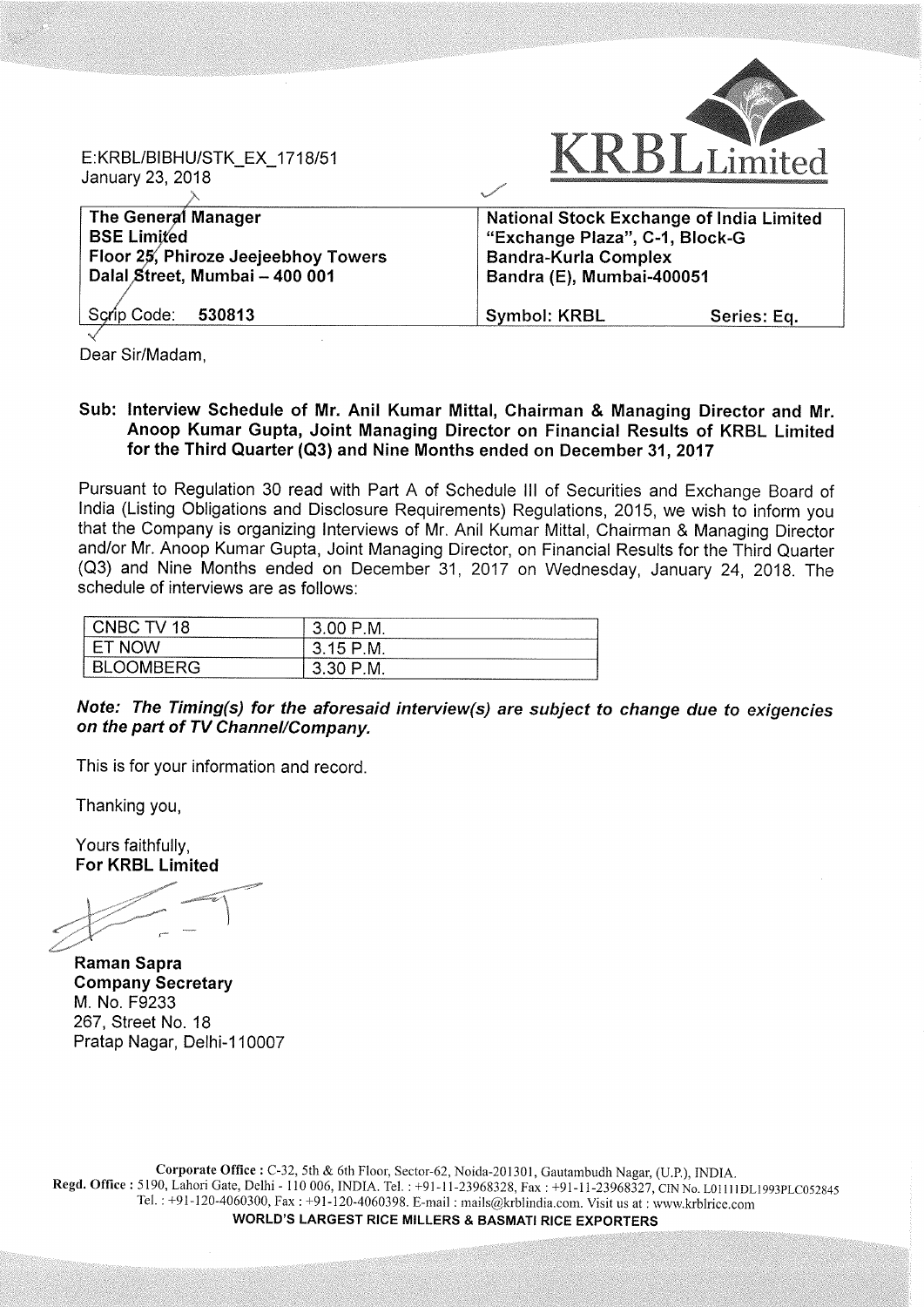E:KRBL/BIBHU/STK_EX_1718/51
January 23, 2018

**KRBL Limited**

| **The General Manager** | **National Stock Exchange of India Limited** |
|---|---|
| **BSE Limited** | **"Exchange Plaza", C-1, Block-G** |
| **Floor 25, Phiroze Jeejeebhoy Towers** | **Bandra-Kurla Complex** |
| **Dalal Street, Mumbai – 400 001** | **Bandra (E), Mumbai-400051** |
| Scrip Code: **530813** | **Symbol: KRBL** **Series: Eq.** |

Dear Sir/Madam,

**Sub: Interview Schedule of Mr. Anil Kumar Mittal, Chairman & Managing Director and Mr. Anoop Kumar Gupta, Joint Managing Director on Financial Results of KRBL Limited for the Third Quarter (Q3) and Nine Months ended on December 31, 2017**

Pursuant to Regulation 30 read with Part A of Schedule III of Securities and Exchange Board of India (Listing Obligations and Disclosure Requirements) Regulations, 2015, we wish to inform you that the Company is organizing Interviews of Mr. Anil Kumar Mittal, Chairman & Managing Director and/or Mr. Anoop Kumar Gupta, Joint Managing Director, on Financial Results for the Third Quarter (Q3) and Nine Months ended on December 31, 2017 on Wednesday, January 24, 2018. The schedule of interviews are as follows:

| | |
|---|---|
| CNBC TV 18 | 3.00 P.M. |
| ET NOW | 3.15 P.M. |
| BLOOMBERG | 3.30 P.M. |

***Note: The Timing(s) for the aforesaid interview(s) are subject to change due to exigencies on the part of TV Channel/Company.***

This is for your information and record.

Thanking you,

Yours faithfully,
**For KRBL Limited**

**Raman Sapra**
**Company Secretary**
M. No. F9233
267, Street No. 18
Pratap Nagar, Delhi-110007

**Corporate Office :** C-32, 5th & 6th Floor, Sector-62, Noida-201301, Gautambudh Nagar, (U.P.), INDIA.
**Regd. Office :** 5190, Lahori Gate, Delhi - 110 006, INDIA. Tel. : +91-11-23968328, Fax : +91-11-23968327, CIN No. L01111DL1993PLC052845
Tel. : +91-120-4060300, Fax : +91-120-4060398. E-mail : mails@krblindia.com. Visit us at : www.krblrice.com
**WORLD'S LARGEST RICE MILLERS & BASMATI RICE EXPORTERS**